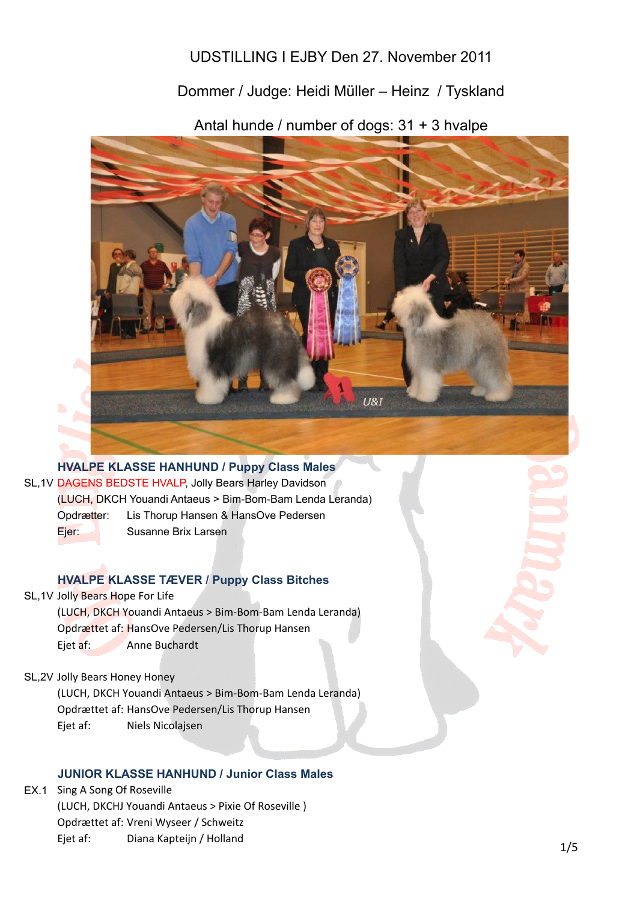# UDSTILLING I EJBY Den 27. November 2011

Dommer / Judge: Heidi Müller – Heinz / Tyskland

Antal hunde / number of dogs: 31 + 3 hvalpe

### HVALPE KLASSE HANHUND / Puppy Class Males

SL,1V DAGENS BEDSTE HVALP, Jolly Bears Harley Davidson
(LUCH, DKCH Youandi Antaeus > Bim-Bom-Bam Lenda Leranda)
Opdrætter: Lis Thorup Hansen & HansOve Pedersen
Ejer: Susanne Brix Larsen

### HVALPE KLASSE TÆVER / Puppy Class Bitches

SL,1V Jolly Bears Hope For Life
(LUCH, DKCH Youandi Antaeus > Bim-Bom-Bam Lenda Leranda)
Opdrættet af: HansOve Pedersen/Lis Thorup Hansen
Ejet af: Anne Buchardt

SL,2V Jolly Bears Honey Honey
(LUCH, DKCH Youandi Antaeus > Bim-Bom-Bam Lenda Leranda)
Opdrættet af: HansOve Pedersen/Lis Thorup Hansen
Ejet af: Niels Nicolajsen

### JUNIOR KLASSE HANHUND / Junior Class Males

EX.1 Sing A Song Of Roseville
(LUCH, DKCHJ Youandi Antaeus > Pixie Of Roseville )
Opdrættet af: Vreni Wyseer / Schweitz
Ejet af: Diana Kapteijn / Holland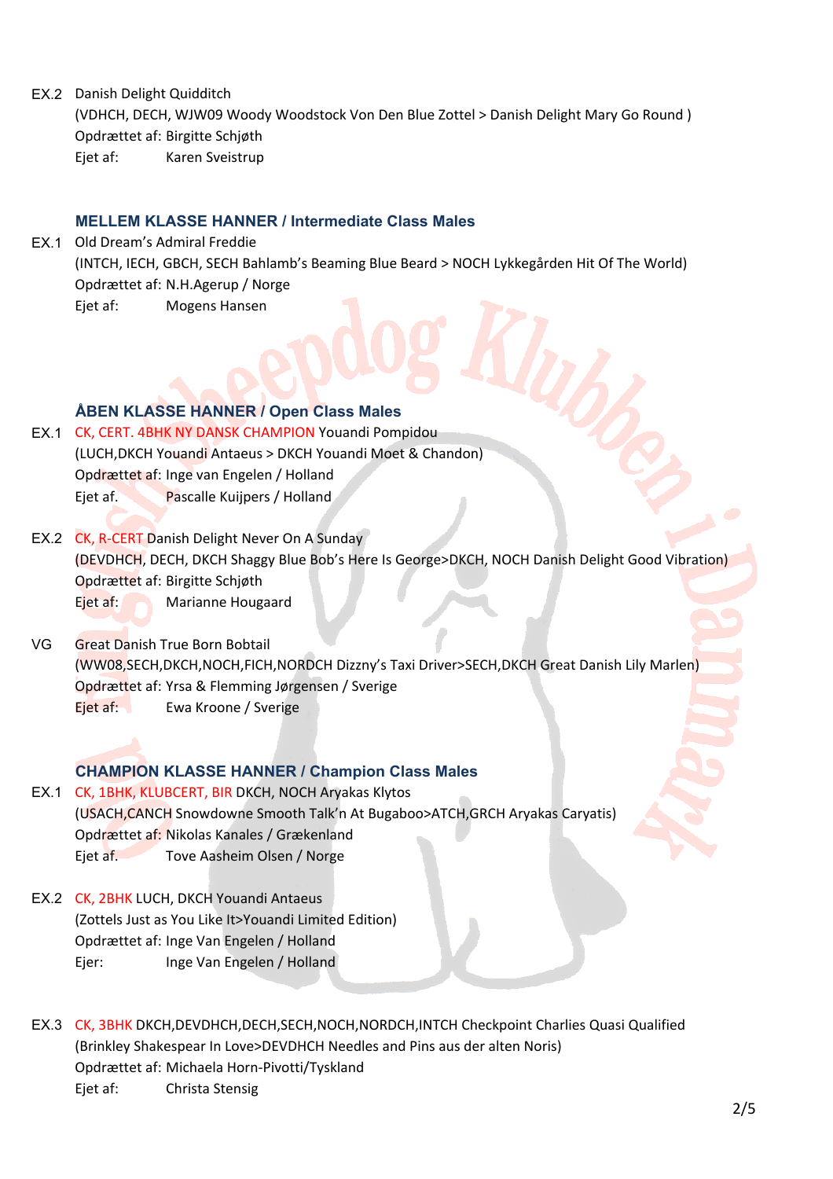EX.2 Danish Delight Quidditch
(VDHCH, DECH, WJW09 Woody Woodstock Von Den Blue Zottel > Danish Delight Mary Go Round )
Opdrættet af: Birgitte Schjøth
Ejet af: Karen Sveistrup

### MELLEM KLASSE HANNER / Intermediate Class Males

EX.1 Old Dream's Admiral Freddie
(INTCH, IECH, GBCH, SECH Bahlamb's Beaming Blue Beard > NOCH Lykkegården Hit Of The World)
Opdrættet af: N.H.Agerup / Norge
Ejet af: Mogens Hansen

### ÅBEN KLASSE HANNER / Open Class Males

EX.1 CK, CERT. 4BHK NY DANSK CHAMPION Youandi Pompidou
(LUCH,DKCH Youandi Antaeus > DKCH Youandi Moet & Chandon)
Opdrættet af: Inge van Engelen / Holland
Ejet af. Pascalle Kuijpers / Holland

EX.2 CK, R-CERT Danish Delight Never On A Sunday
(DEVDHCH, DECH, DKCH Shaggy Blue Bob's Here Is George>DKCH, NOCH Danish Delight Good Vibration)
Opdrættet af: Birgitte Schjøth
Ejet af: Marianne Hougaard

VG Great Danish True Born Bobtail
(WW08,SECH,DKCH,NOCH,FICH,NORDCH Dizzny's Taxi Driver>SECH,DKCH Great Danish Lily Marlen)
Opdrættet af: Yrsa & Flemming Jørgensen / Sverige
Ejet af: Ewa Kroone / Sverige

### CHAMPION KLASSE HANNER / Champion Class Males

EX.1 CK, 1BHK, KLUBCERT, BIR DKCH, NOCH Aryakas Klytos
(USACH,CANCH Snowdowne Smooth Talk'n At Bugaboo>ATCH,GRCH Aryakas Caryatis)
Opdrættet af: Nikolas Kanales / Grækenland
Ejet af. Tove Aasheim Olsen / Norge

EX.2 CK, 2BHK LUCH, DKCH Youandi Antaeus
(Zottels Just as You Like It>Youandi Limited Edition)
Opdrættet af: Inge Van Engelen / Holland
Ejer: Inge Van Engelen / Holland

EX.3 CK, 3BHK DKCH,DEVDHCH,DECH,SECH,NOCH,NORDCH,INTCH Checkpoint Charlies Quasi Qualified
(Brinkley Shakespear In Love>DEVDHCH Needles and Pins aus der alten Noris)
Opdrættet af: Michaela Horn-Pivotti/Tyskland
Ejet af: Christa Stensig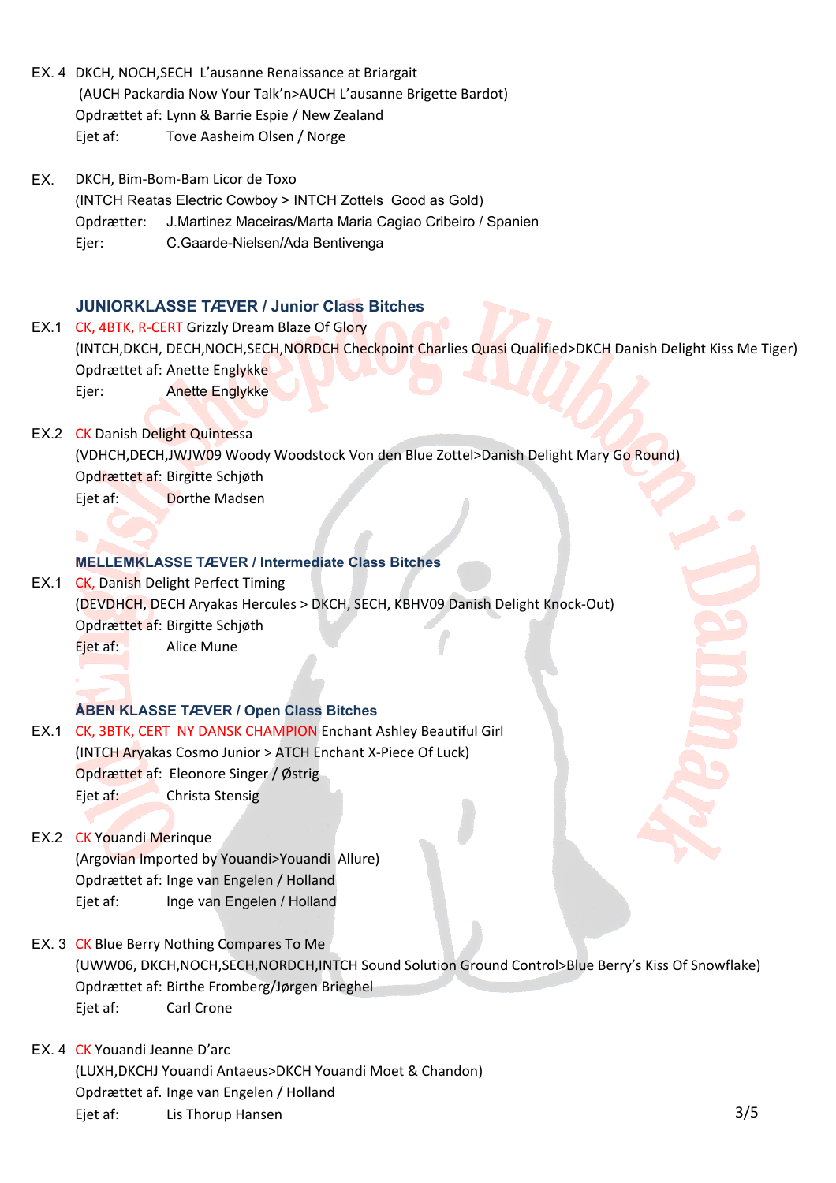EX. 4 DKCH, NOCH,SECH L'ausanne Renaissance at Briargait
(AUCH Packardia Now Your Talk'n>AUCH L'ausanne Brigette Bardot)
Opdrættet af: Lynn & Barrie Espie / New Zealand
Ejet af: Tove Aasheim Olsen / Norge

EX. DKCH, Bim-Bom-Bam Licor de Toxo
(INTCH Reatas Electric Cowboy > INTCH Zottels Good as Gold)
Opdrætter: J.Martinez Maceiras/Marta Maria Cagiao Cribeiro / Spanien
Ejer: C.Gaarde-Nielsen/Ada Bentivenga

### JUNIORKLASSE TÆVER / Junior Class Bitches

EX.1 CK, 4BTK, R-CERT Grizzly Dream Blaze Of Glory
(INTCH,DKCH, DECH,NOCH,SECH,NORDCH Checkpoint Charlies Quasi Qualified>DKCH Danish Delight Kiss Me Tiger)
Opdrættet af: Anette Englykke
Ejer: Anette Englykke

EX.2 CK Danish Delight Quintessa
(VDHCH,DECH,JWJW09 Woody Woodstock Von den Blue Zottel>Danish Delight Mary Go Round)
Opdrættet af: Birgitte Schjøth
Ejet af: Dorthe Madsen

### MELLEMKLASSE TÆVER / Intermediate Class Bitches

EX.1 CK, Danish Delight Perfect Timing
(DEVDHCH, DECH Aryakas Hercules > DKCH, SECH, KBHV09 Danish Delight Knock-Out)
Opdrættet af: Birgitte Schjøth
Ejet af: Alice Mune

### ÅBEN KLASSE TÆVER / Open Class Bitches

EX.1 CK, 3BTK, CERT NY DANSK CHAMPION Enchant Ashley Beautiful Girl
(INTCH Aryakas Cosmo Junior > ATCH Enchant X-Piece Of Luck)
Opdrættet af: Eleonore Singer / Østrig
Ejet af: Christa Stensig

EX.2 CK Youandi Merinque
(Argovian Imported by Youandi>Youandi Allure)
Opdrættet af: Inge van Engelen / Holland
Ejet af: Inge van Engelen / Holland

EX. 3 CK Blue Berry Nothing Compares To Me
(UWW06, DKCH,NOCH,SECH,NORDCH,INTCH Sound Solution Ground Control>Blue Berry's Kiss Of Snowflake)
Opdrættet af: Birthe Fromberg/Jørgen Brieghel
Ejet af: Carl Crone

EX. 4 CK Youandi Jeanne D'arc
(LUXH,DKCHJ Youandi Antaeus>DKCH Youandi Moet & Chandon)
Opdrættet af. Inge van Engelen / Holland
Ejet af: Lis Thorup Hansen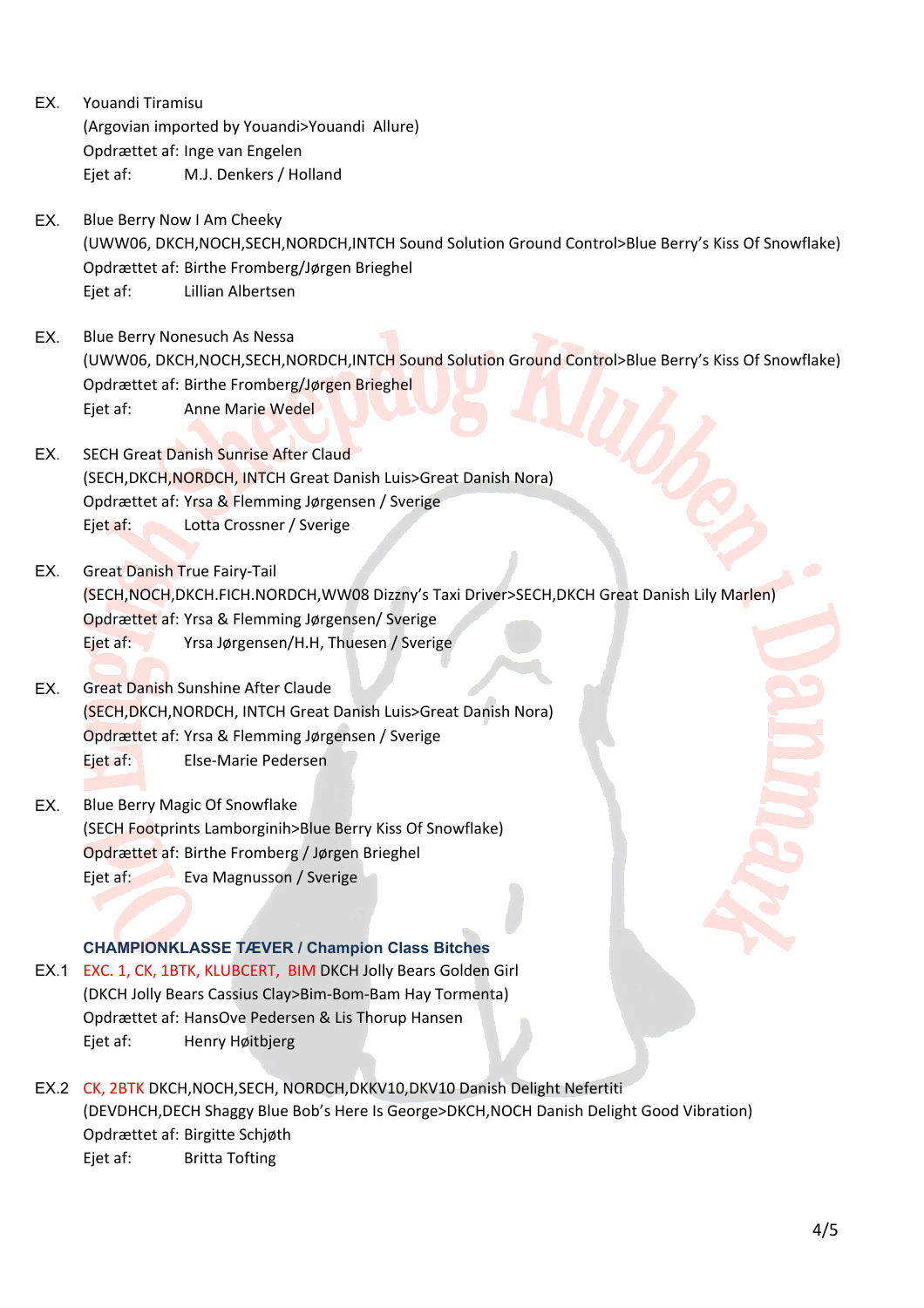EX. Youandi Tiramisu
(Argovian imported by Youandi>Youandi Allure)
Opdrættet af: Inge van Engelen
Ejet af: M.J. Denkers / Holland

EX. Blue Berry Now I Am Cheeky
(UWW06, DKCH,NOCH,SECH,NORDCH,INTCH Sound Solution Ground Control>Blue Berry's Kiss Of Snowflake)
Opdrættet af: Birthe Fromberg/Jørgen Brieghel
Ejet af: Lillian Albertsen

EX. Blue Berry Nonesuch As Nessa
(UWW06, DKCH,NOCH,SECH,NORDCH,INTCH Sound Solution Ground Control>Blue Berry's Kiss Of Snowflake)
Opdrættet af: Birthe Fromberg/Jørgen Brieghel
Ejet af: Anne Marie Wedel

EX. SECH Great Danish Sunrise After Claud
(SECH,DKCH,NORDCH, INTCH Great Danish Luis>Great Danish Nora)
Opdrættet af: Yrsa & Flemming Jørgensen / Sverige
Ejet af: Lotta Crossner / Sverige

EX. Great Danish True Fairy-Tail
(SECH,NOCH,DKCH.FICH.NORDCH,WW08 Dizzny's Taxi Driver>SECH,DKCH Great Danish Lily Marlen)
Opdrættet af: Yrsa & Flemming Jørgensen/ Sverige
Ejet af: Yrsa Jørgensen/H.H, Thuesen / Sverige

EX. Great Danish Sunshine After Claude
(SECH,DKCH,NORDCH, INTCH Great Danish Luis>Great Danish Nora)
Opdrættet af: Yrsa & Flemming Jørgensen / Sverige
Ejet af: Else-Marie Pedersen

EX. Blue Berry Magic Of Snowflake
(SECH Footprints Lamborginih>Blue Berry Kiss Of Snowflake)
Opdrættet af: Birthe Fromberg / Jørgen Brieghel
Ejet af: Eva Magnusson / Sverige

### CHAMPIONKLASSE TÆVER / Champion Class Bitches

EX.1 EXC. 1, CK, 1BTK, KLUBCERT, BIM DKCH Jolly Bears Golden Girl
(DKCH Jolly Bears Cassius Clay>Bim-Bom-Bam Hay Tormenta)
Opdrættet af: HansOve Pedersen & Lis Thorup Hansen
Ejet af: Henry Høitbjerg

EX.2 CK, 2BTK DKCH,NOCH,SECH, NORDCH,DKKV10,DKV10 Danish Delight Nefertiti
(DEVDHCH,DECH Shaggy Blue Bob's Here Is George>DKCH,NOCH Danish Delight Good Vibration)
Opdrættet af: Birgitte Schjøth
Ejet af: Britta Tofting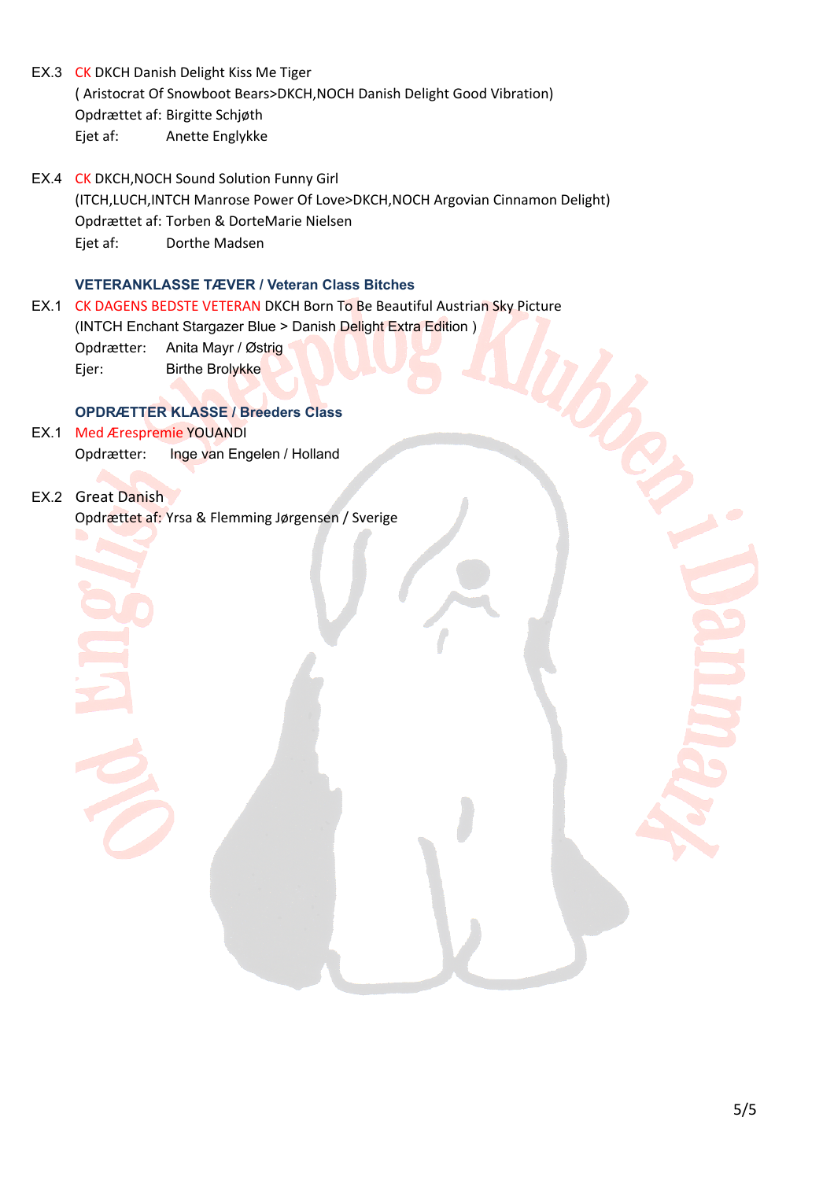EX.3 CK DKCH Danish Delight Kiss Me Tiger
( Aristocrat Of Snowboot Bears>DKCH,NOCH Danish Delight Good Vibration)
Opdrættet af: Birgitte Schjøth
Ejet af: Anette Englykke

EX.4 CK DKCH,NOCH Sound Solution Funny Girl
(ITCH,LUCH,INTCH Manrose Power Of Love>DKCH,NOCH Argovian Cinnamon Delight)
Opdrættet af: Torben & DorteMarie Nielsen
Ejet af: Dorthe Madsen

### VETERANKLASSE TÆVER / Veteran Class Bitches

EX.1 CK DAGENS BEDSTE VETERAN DKCH Born To Be Beautiful Austrian Sky Picture
(INTCH Enchant Stargazer Blue > Danish Delight Extra Edition )
Opdrætter: Anita Mayr / Østrig
Ejer: Birthe Brolykke

### OPDRÆTTER KLASSE / Breeders Class

EX.1 Med Ærespremie YOUANDI
Opdrætter: Inge van Engelen / Holland

EX.2 Great Danish
Opdrættet af: Yrsa & Flemming Jørgensen / Sverige